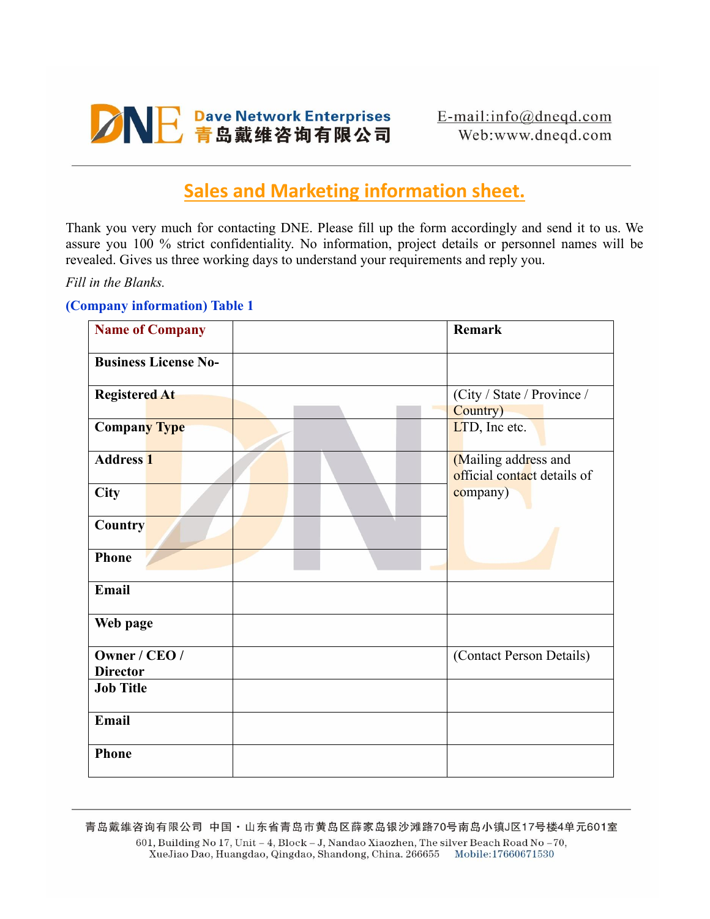Dave Network Enterprises
青岛戴维咨询有限公司

E-mail:info@dneqd.com
Web:www.dneqd.com

# Sales and Marketing information sheet.

Thank you very much for contacting DNE. Please fill up the form accordingly and send it to us. We assure you 100 % strict confidentiality. No information, project details or personnel names will be revealed. Gives us three working days to understand your requirements and reply you.

*Fill in the Blanks.*

**(Company information) Table 1**

| **Name of Company** | | **Remark** |
|---|---|---|
| **Business License No-** | | |
| **Registered At** | | (City / State / Province / Country) |
| **Company Type** | | LTD, Inc etc. |
| **Address 1** | | (Mailing address and official contact details of company) |
| **City** | | |
| **Country** | | |
| **Phone** | | |
| **Email** | | |
| **Web page** | | |
| **Owner / CEO / Director** | | (Contact Person Details) |
| **Job Title** | | |
| **Email** | | |
| **Phone** | | |

青岛戴维咨询有限公司 中国・山东省青岛市黄岛区薛家岛银沙滩路70号南岛小镇J区17号楼4单元601室
601, Building No 17, Unit – 4, Block – J, Nandao Xiaozhen, The silver Beach Road No –70, XueJiao Dao, Huangdao, Qingdao, Shandong, China. 266655 Mobile:17660671530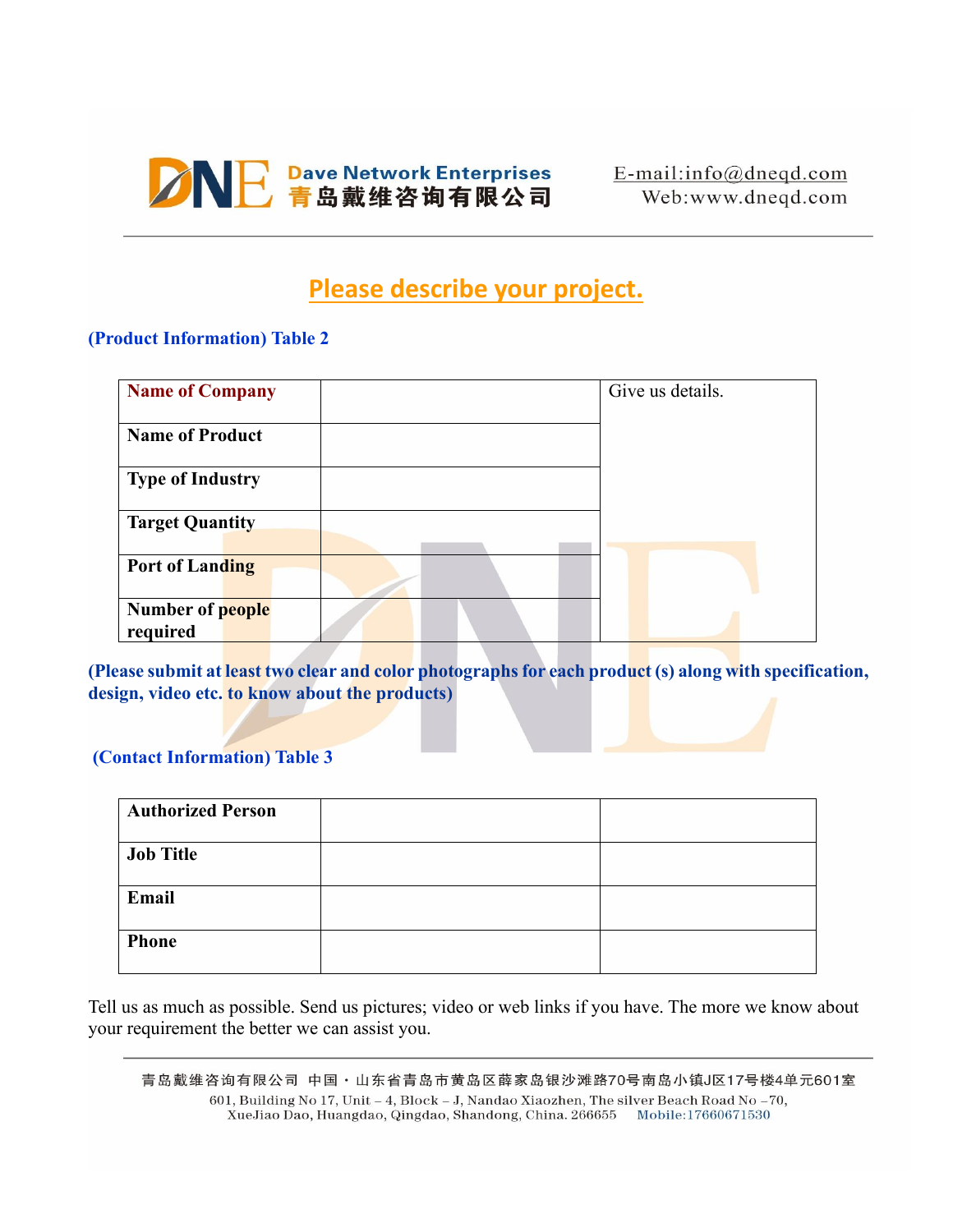## Please describe your project.

**(Product Information) Table 2**

| | | |
|---|---|---|
| **Name of Company** | | Give us details. |
| **Name of Product** | | |
| **Type of Industry** | | |
| **Target Quantity** | | |
| **Port of Landing** | | |
| **Number of people required** | | |

**(Please submit at least two clear and color photographs for each product (s) along with specification, design, video etc. to know about the products)**

**(Contact Information) Table 3**

| | | |
|---|---|---|
| **Authorized Person** | | |
| **Job Title** | | |
| **Email** | | |
| **Phone** | | |

Tell us as much as possible. Send us pictures; video or web links if you have. The more we know about your requirement the better we can assist you.